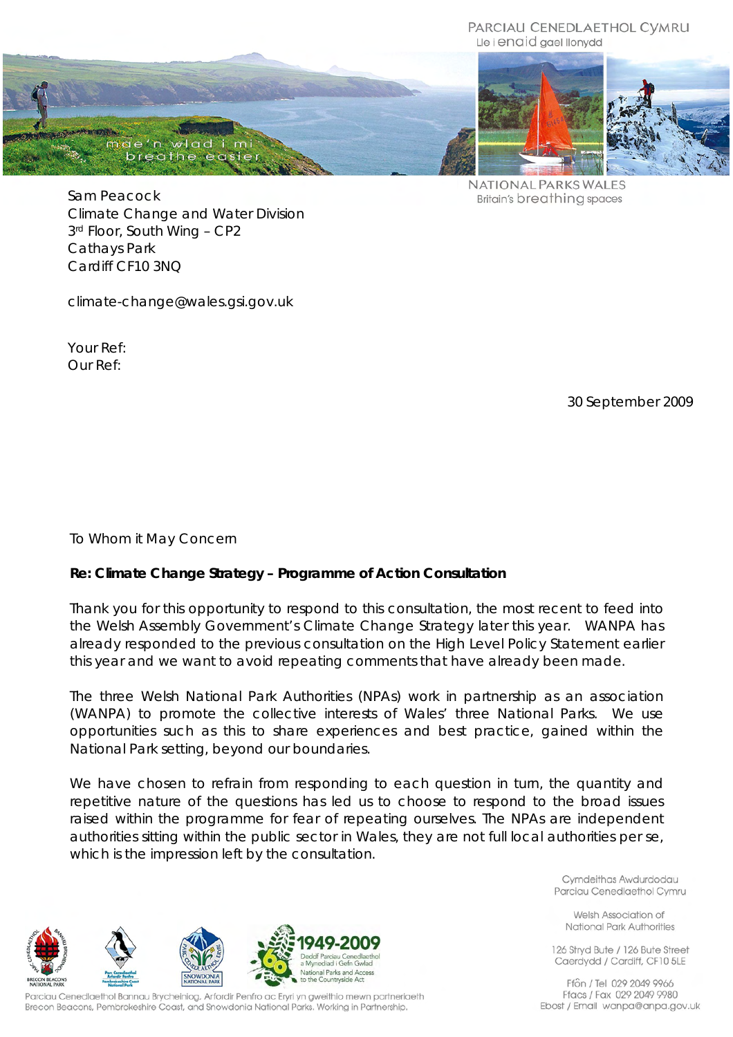PARCIAU CENEDLAETHOL CYMRU
Lle i enaid gael llonydd

mae'n wlad i mi
breathe easier

NATIONAL PARKS WALES
Britain's breathing spaces

Sam Peacock
Climate Change and Water Division
3rd Floor, South Wing – CP2
Cathays Park
Cardiff CF10 3NQ

climate-change@wales.gsi.gov.uk

Your Ref:
Our Ref:

30 September 2009

To Whom it May Concern

**Re: Climate Change Strategy – Programme of Action Consultation**

Thank you for this opportunity to respond to this consultation, the most recent to feed into the Welsh Assembly Government's Climate Change Strategy later this year. WANPA has already responded to the previous consultation on the High Level Policy Statement earlier this year and we want to avoid repeating comments that have already been made.

The three Welsh National Park Authorities (NPAs) work in partnership as an association (WANPA) to promote the collective interests of Wales' three National Parks. We use opportunities such as this to share experiences and best practice, gained within the National Park setting, beyond our boundaries.

We have chosen to refrain from responding to each question in turn, the quantity and repetitive nature of the questions has led us to choose to respond to the broad issues raised within the programme for fear of repeating ourselves. The NPAs are independent authorities sitting within the public sector in Wales, they are not full local authorities per se, which is the impression left by the consultation.

Cymdeithas Awdurdodau Parciau Cenedlaethol Cymru

Welsh Association of National Park Authorities

126 Stryd Bute / 126 Bute Street
Caerdydd / Cardiff, CF10 5LE

Ffôn / Tel 029 2049 9966
Ffacs / Fax 029 2049 9980
Ebost / Email wanpa@anpa.gov.uk

1949-2009
Deddf Parciau Cenedlaethol a Mynediad i Gefn Gwlad
National Parks and Access to the Countryside Act

Parciau Cenedlaethol Bannau Brycheiniog, Arfordir Penfro ac Eryri yn gweithio mewn partneriaeth
Brecon Beacons, Pembrokeshire Coast, and Snowdonia National Parks. Working in Partnership.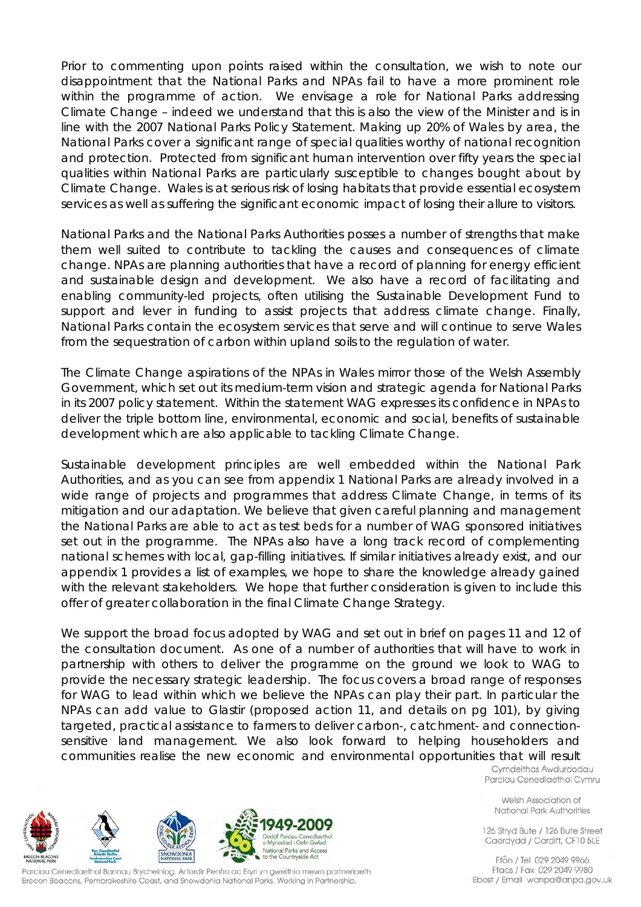Prior to commenting upon points raised within the consultation, we wish to note our disappointment that the National Parks and NPAs fail to have a more prominent role within the programme of action. We envisage a role for National Parks addressing Climate Change – indeed we understand that this is also the view of the Minister and is in line with the 2007 National Parks Policy Statement. Making up 20% of Wales by area, the National Parks cover a significant range of special qualities worthy of national recognition and protection. Protected from significant human intervention over fifty years the special qualities within National Parks are particularly susceptible to changes bought about by Climate Change. Wales is at serious risk of losing habitats that provide essential ecosystem services as well as suffering the significant economic impact of losing their allure to visitors.

National Parks and the National Parks Authorities posses a number of strengths that make them well suited to contribute to tackling the causes and consequences of climate change. NPAs are planning authorities that have a record of planning for energy efficient and sustainable design and development. We also have a record of facilitating and enabling community-led projects, often utilising the Sustainable Development Fund to support and lever in funding to assist projects that address climate change. Finally, National Parks contain the ecosystem services that serve and will continue to serve Wales from the sequestration of carbon within upland soils to the regulation of water.

The Climate Change aspirations of the NPAs in Wales mirror those of the Welsh Assembly Government, which set out its medium-term vision and strategic agenda for National Parks in its 2007 policy statement. Within the statement WAG expresses its confidence in NPAs to deliver the triple bottom line, environmental, economic and social, benefits of sustainable development which are also applicable to tackling Climate Change.

Sustainable development principles are well embedded within the National Park Authorities, and as you can see from appendix 1 National Parks are already involved in a wide range of projects and programmes that address Climate Change, in terms of its mitigation and our adaptation. We believe that given careful planning and management the National Parks are able to act as test beds for a number of WAG sponsored initiatives set out in the programme. The NPAs also have a long track record of complementing national schemes with local, gap-filling initiatives. If similar initiatives already exist, and our appendix 1 provides a list of examples, we hope to share the knowledge already gained with the relevant stakeholders. We hope that further consideration is given to include this offer of greater collaboration in the final Climate Change Strategy.

We support the broad focus adopted by WAG and set out in brief on pages 11 and 12 of the consultation document. As one of a number of authorities that will have to work in partnership with others to deliver the programme on the ground we look to WAG to provide the necessary strategic leadership. The focus covers a broad range of responses for WAG to lead within which we believe the NPAs can play their part. In particular the NPAs can add value to Glastir (proposed action 11, and details on pg 101), by giving targeted, practical assistance to farmers to deliver carbon-, catchment- and connection-sensitive land management. We also look forward to helping householders and communities realise the new economic and environmental opportunities that will result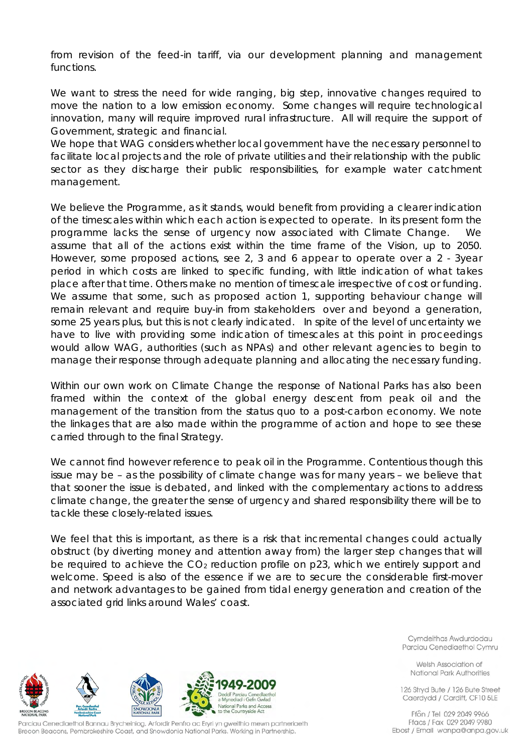from revision of the feed-in tariff, via our development planning and management functions.

We want to stress the need for wide ranging, big step, innovative changes required to move the nation to a low emission economy. Some changes will require technological innovation, many will require improved rural infrastructure. All will require the support of Government, strategic and financial.

We hope that WAG considers whether local government have the necessary personnel to facilitate local projects and the role of private utilities and their relationship with the public sector as they discharge their public responsibilities, for example water catchment management.

We believe the Programme, as it stands, would benefit from providing a clearer indication of the timescales within which each action is expected to operate. In its present form the programme lacks the sense of urgency now associated with Climate Change. We assume that all of the actions exist within the time frame of the Vision, up to 2050. However, some proposed actions, see 2, 3 and 6 appear to operate over a 2 - 3year period in which costs are linked to specific funding, with little indication of what takes place after that time. Others make no mention of timescale irrespective of cost or funding. We assume that some, such as proposed action 1, supporting behaviour change will remain relevant and require buy-in from stakeholders over and beyond a generation, some 25 years plus, but this is not clearly indicated. In spite of the level of uncertainty we have to live with providing some indication of timescales at this point in proceedings would allow WAG, authorities (such as NPAs) and other relevant agencies to begin to manage their response through adequate planning and allocating the necessary funding.

Within our own work on Climate Change the response of National Parks has also been framed within the context of the global energy descent from peak oil and the management of the transition from the status quo to a post-carbon economy. We note the linkages that are also made within the programme of action and hope to see these carried through to the final Strategy.

We cannot find however reference to peak oil in the Programme. Contentious though this issue may be – as the possibility of climate change was for many years – we believe that that sooner the issue is debated, and linked with the complementary actions to address climate change, the greater the sense of urgency and shared responsibility there will be to tackle these closely-related issues.

We feel that this is important, as there is a risk that incremental changes could actually obstruct (by diverting money and attention away from) the larger step changes that will be required to achieve the $CO_2$ reduction profile on p23, which we entirely support and welcome. Speed is also of the essence if we are to secure the considerable first-mover and network advantages to be gained from tidal energy generation and creation of the associated grid links around Wales' coast.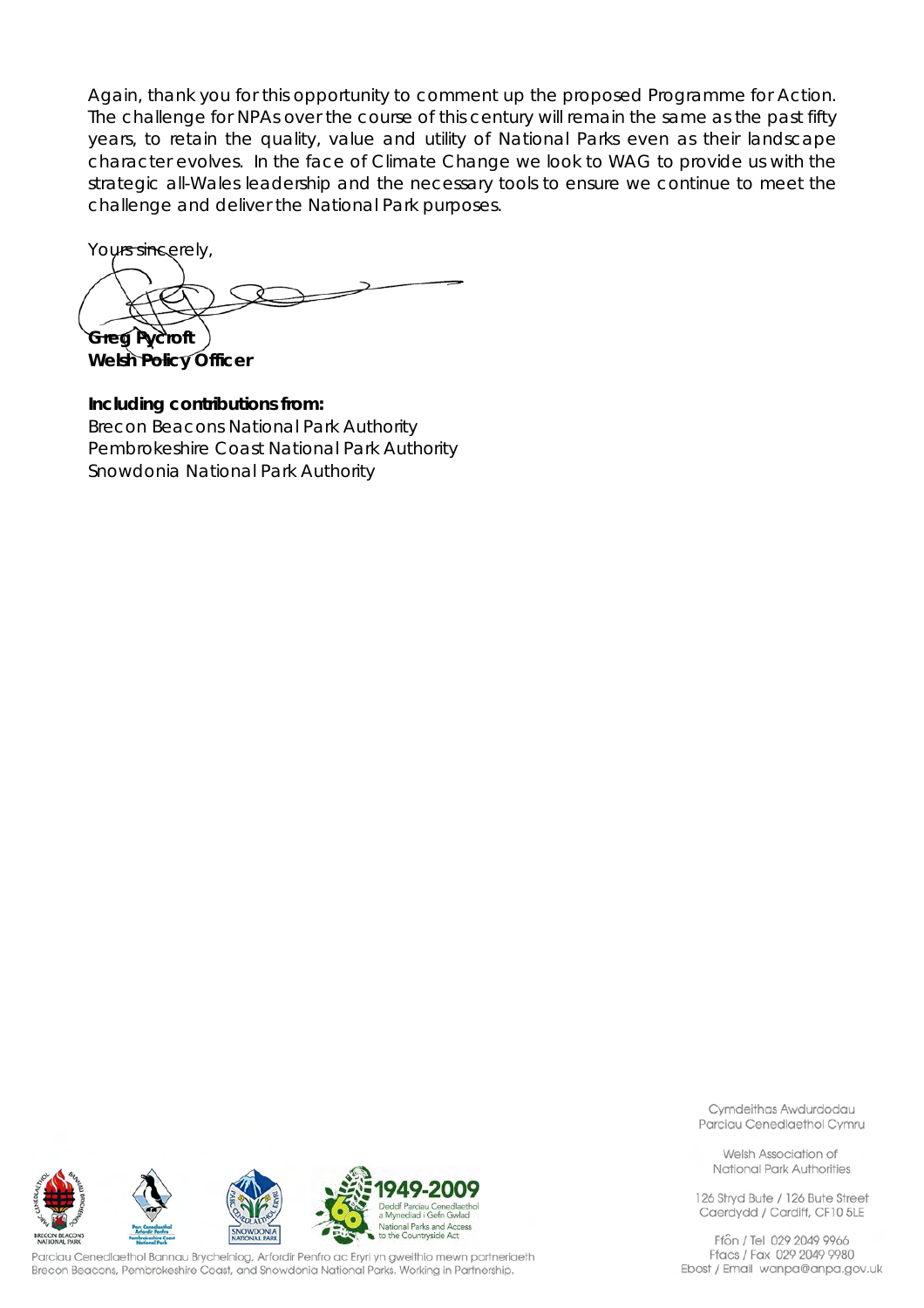Again, thank you for this opportunity to comment up the proposed Programme for Action. The challenge for NPAs over the course of this century will remain the same as the past fifty years, to retain the quality, value and utility of National Parks even as their landscape character evolves. In the face of Climate Change we look to WAG to provide us with the strategic all-Wales leadership and the necessary tools to ensure we continue to meet the challenge and deliver the National Park purposes.

Yours sincerely,

**Greg Pycroft**
**Welsh Policy Officer**

**Including contributions from:**
Brecon Beacons National Park Authority
Pembrokeshire Coast National Park Authority
Snowdonia National Park Authority

1949-2009
Deddf Parciau Cenedlaethol a Mynediad i Gefn Gwlad
National Parks and Access to the Countryside Act

Parciau Cenedlaethol Bannau Brycheiniog, Arfordir Penfro ac Eryri yn gweithio mewn partneriaeth
Brecon Beacons, Pembrokeshire Coast, and Snowdonia National Parks. Working in Partnership.

Cymdeithas Awdurdodau Parciau Cenedlaethol Cymru

Welsh Association of National Park Authorities

126 Stryd Bute / 126 Bute Street
Caerdydd / Cardiff, CF10 5LE

Ffôn / Tel 029 2049 9966
Ffacs / Fax 029 2049 9980
Ebost / Email wanpa@anpa.gov.uk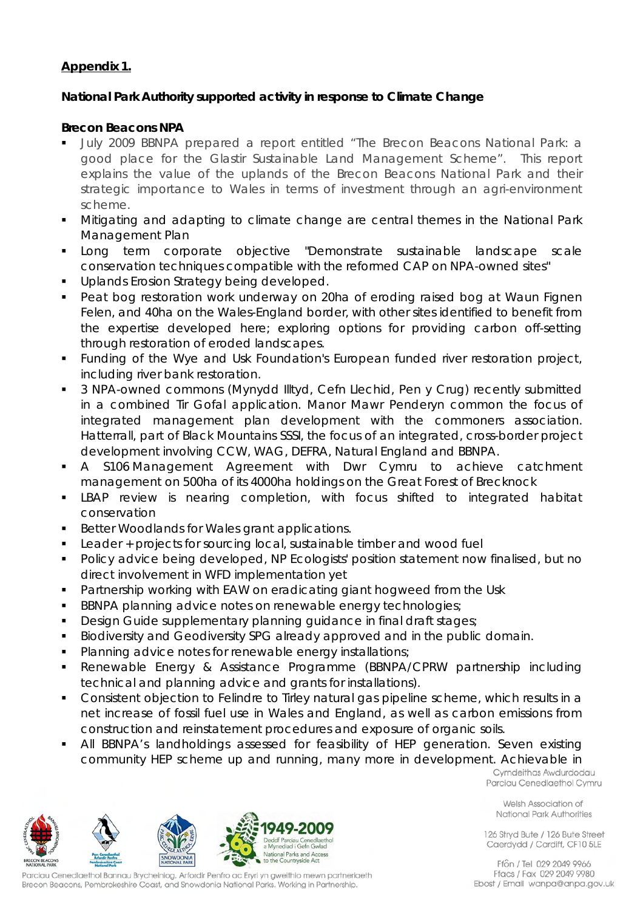**Appendix 1.**

**National Park Authority supported activity in response to Climate Change**

**Brecon Beacons NPA**

- July 2009 BBNPA prepared a report entitled "The Brecon Beacons National Park: a good place for the Glastir Sustainable Land Management Scheme". This report explains the value of the uplands of the Brecon Beacons National Park and their strategic importance to Wales in terms of investment through an agri-environment scheme.
- Mitigating and adapting to climate change are central themes in the National Park Management Plan
- Long term corporate objective "Demonstrate sustainable landscape scale conservation techniques compatible with the reformed CAP on NPA-owned sites"
- Uplands Erosion Strategy being developed.
- Peat bog restoration work underway on 20ha of eroding raised bog at Waun Fignen Felen, and 40ha on the Wales-England border, with other sites identified to benefit from the expertise developed here; exploring options for providing carbon off-setting through restoration of eroded landscapes.
- Funding of the Wye and Usk Foundation's European funded river restoration project, including river bank restoration.
- 3 NPA-owned commons (Mynydd Illtyd, Cefn Llechid, Pen y Crug) recently submitted in a combined Tir Gofal application. Manor Mawr Penderyn common the focus of integrated management plan development with the commoners association. Hatterrall, part of Black Mountains SSSI, the focus of an integrated, cross-border project development involving CCW, WAG, DEFRA, Natural England and BBNPA.
- A S106 Management Agreement with Dwr Cymru to achieve catchment management on 500ha of its 4000ha holdings on the Great Forest of Brecknock
- LBAP review is nearing completion, with focus shifted to integrated habitat conservation
- Better Woodlands for Wales grant applications.
- Leader + projects for sourcing local, sustainable timber and wood fuel
- Policy advice being developed, NP Ecologists' position statement now finalised, but no direct involvement in WFD implementation yet
- Partnership working with EAW on eradicating giant hogweed from the Usk
- BBNPA planning advice notes on renewable energy technologies;
- Design Guide supplementary planning guidance in final draft stages;
- Biodiversity and Geodiversity SPG already approved and in the public domain.
- Planning advice notes for renewable energy installations;
- Renewable Energy & Assistance Programme (BBNPA/CPRW partnership including technical and planning advice and grants for installations).
- Consistent objection to Felindre to Tirley natural gas pipeline scheme, which results in a net increase of fossil fuel use in Wales and England, as well as carbon emissions from construction and reinstatement procedures and exposure of organic soils.
- All BBNPA's landholdings assessed for feasibility of HEP generation. Seven existing community HEP scheme up and running, many more in development. Achievable in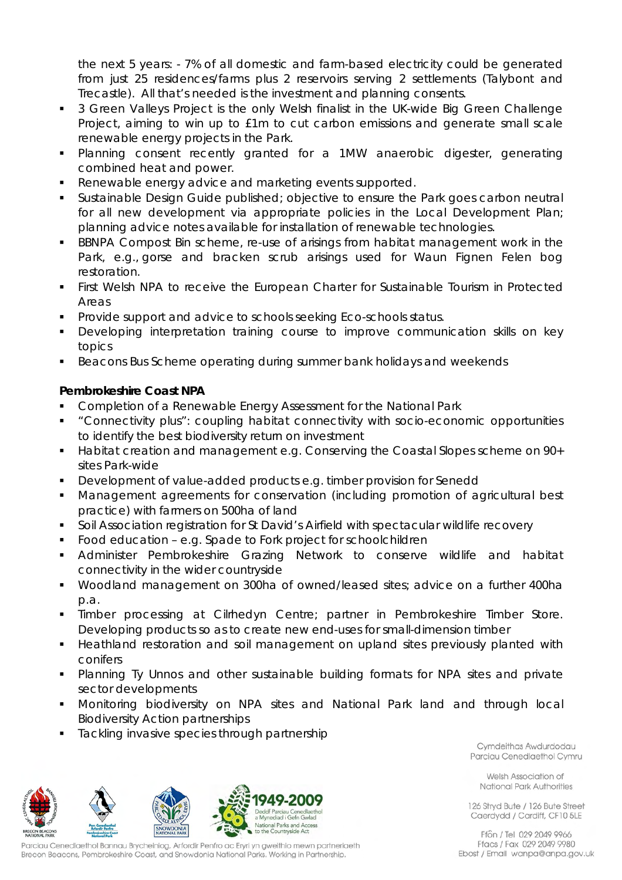the next 5 years: - 7% of all domestic and farm-based electricity could be generated from just 25 residences/farms plus 2 reservoirs serving 2 settlements (Talybont and Trecastle). All that's needed is the investment and planning consents.

- 3 Green Valleys Project is the only Welsh finalist in the UK-wide Big Green Challenge Project, aiming to win up to £1m to cut carbon emissions and generate small scale renewable energy projects in the Park.
- Planning consent recently granted for a 1MW anaerobic digester, generating combined heat and power.
- Renewable energy advice and marketing events supported.
- Sustainable Design Guide published; objective to ensure the Park goes carbon neutral for all new development via appropriate policies in the Local Development Plan; planning advice notes available for installation of renewable technologies.
- BBNPA Compost Bin scheme, re-use of arisings from habitat management work in the Park, e.g., gorse and bracken scrub arisings used for Waun Fignen Felen bog restoration.
- First Welsh NPA to receive the European Charter for Sustainable Tourism in Protected Areas
- Provide support and advice to schools seeking Eco-schools status.
- Developing interpretation training course to improve communication skills on key topics
- Beacons Bus Scheme operating during summer bank holidays and weekends

**Pembrokeshire Coast NPA**

- Completion of a Renewable Energy Assessment for the National Park
- "Connectivity plus": coupling habitat connectivity with socio-economic opportunities to identify the best biodiversity return on investment
- Habitat creation and management e.g. Conserving the Coastal Slopes scheme on 90+ sites Park-wide
- Development of value-added products e.g. timber provision for Senedd
- Management agreements for conservation (including promotion of agricultural best practice) with farmers on 500ha of land
- Soil Association registration for St David's Airfield with spectacular wildlife recovery
- Food education – e.g. Spade to Fork project for schoolchildren
- Administer Pembrokeshire Grazing Network to conserve wildlife and habitat connectivity in the wider countryside
- Woodland management on 300ha of owned/leased sites; advice on a further 400ha p.a.
- Timber processing at Cilrhedyn Centre; partner in Pembrokeshire Timber Store. Developing products so as to create new end-uses for small-dimension timber
- Heathland restoration and soil management on upland sites previously planted with conifers
- Planning Ty Unnos and other sustainable building formats for NPA sites and private sector developments
- Monitoring biodiversity on NPA sites and National Park land and through local Biodiversity Action partnerships
- Tackling invasive species through partnership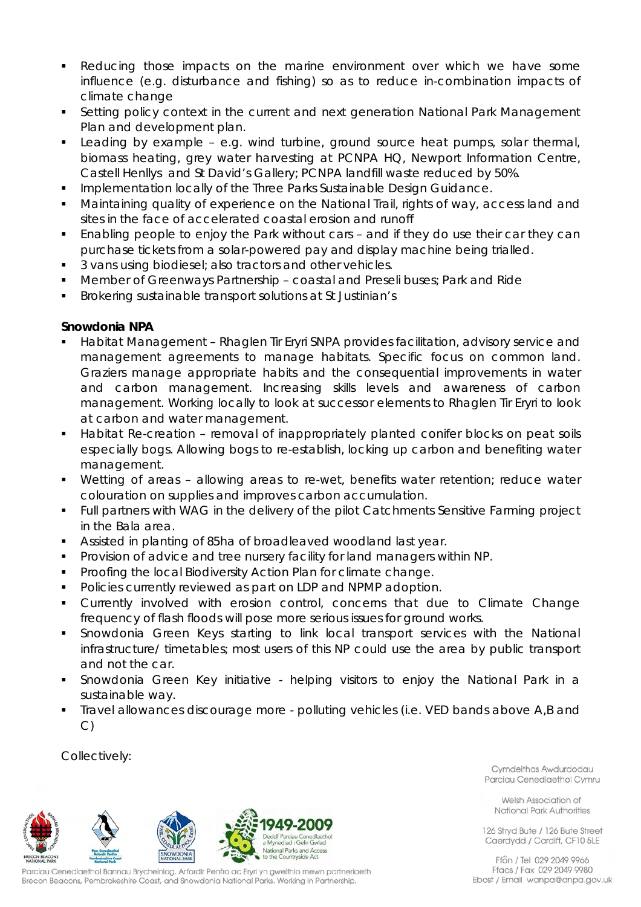- Reducing those impacts on the marine environment over which we have some influence (e.g. disturbance and fishing) so as to reduce in-combination impacts of climate change
- Setting policy context in the current and next generation National Park Management Plan and development plan.
- Leading by example – e.g. wind turbine, ground source heat pumps, solar thermal, biomass heating, grey water harvesting at PCNPA HQ, Newport Information Centre, Castell Henllys and St David's Gallery; PCNPA landfill waste reduced by 50%.
- Implementation locally of the Three Parks Sustainable Design Guidance.
- Maintaining quality of experience on the National Trail, rights of way, access land and sites in the face of accelerated coastal erosion and runoff
- Enabling people to enjoy the Park without cars – and if they do use their car they can purchase tickets from a solar-powered pay and display machine being trialled.
- 3 vans using biodiesel; also tractors and other vehicles.
- Member of Greenways Partnership – coastal and Preseli buses; Park and Ride
- Brokering sustainable transport solutions at St Justinian's

**Snowdonia NPA**

- Habitat Management – Rhaglen Tir Eryri SNPA provides facilitation, advisory service and management agreements to manage habitats. Specific focus on common land. Graziers manage appropriate habits and the consequential improvements in water and carbon management. Increasing skills levels and awareness of carbon management. Working locally to look at successor elements to Rhaglen Tir Eryri to look at carbon and water management.
- Habitat Re-creation – removal of inappropriately planted conifer blocks on peat soils especially bogs. Allowing bogs to re-establish, locking up carbon and benefiting water management.
- Wetting of areas – allowing areas to re-wet, benefits water retention; reduce water colouration on supplies and improves carbon accumulation.
- Full partners with WAG in the delivery of the pilot Catchments Sensitive Farming project in the Bala area.
- Assisted in planting of 85ha of broadleaved woodland last year.
- Provision of advice and tree nursery facility for land managers within NP.
- Proofing the local Biodiversity Action Plan for climate change.
- Policies currently reviewed as part on LDP and NPMP adoption.
- Currently involved with erosion control, concerns that due to Climate Change frequency of flash floods will pose more serious issues for ground works.
- Snowdonia Green Keys starting to link local transport services with the National infrastructure/ timetables; most users of this NP could use the area by public transport and not the car.
- Snowdonia Green Key initiative - helping visitors to enjoy the National Park in a sustainable way.
- Travel allowances discourage more - polluting vehicles (i.e. VED bands above A,B and C)

Collectively: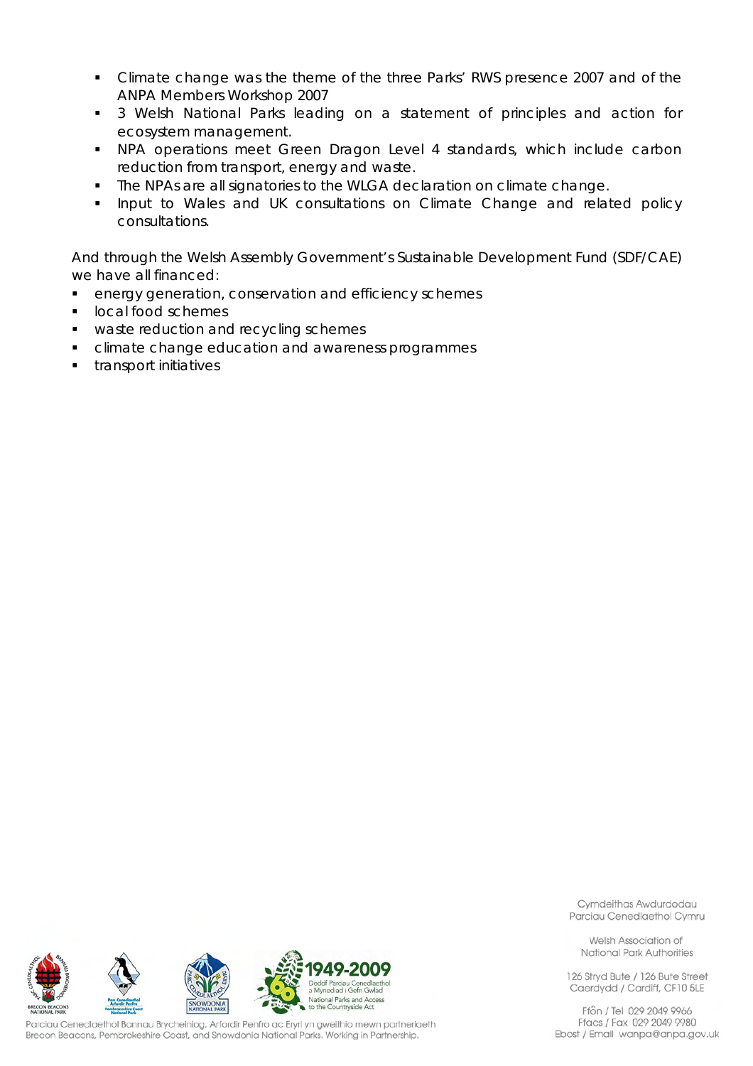- Climate change was the theme of the three Parks' RWS presence 2007 and of the ANPA Members Workshop 2007
- 3 Welsh National Parks leading on a statement of principles and action for ecosystem management.
- NPA operations meet Green Dragon Level 4 standards, which include carbon reduction from transport, energy and waste.
- The NPAs are all signatories to the WLGA declaration on climate change.
- Input to Wales and UK consultations on Climate Change and related policy consultations.

And through the Welsh Assembly Government's Sustainable Development Fund (SDF/CAE) we have all financed:

- energy generation, conservation and efficiency schemes
- local food schemes
- waste reduction and recycling schemes
- climate change education and awareness programmes
- transport initiatives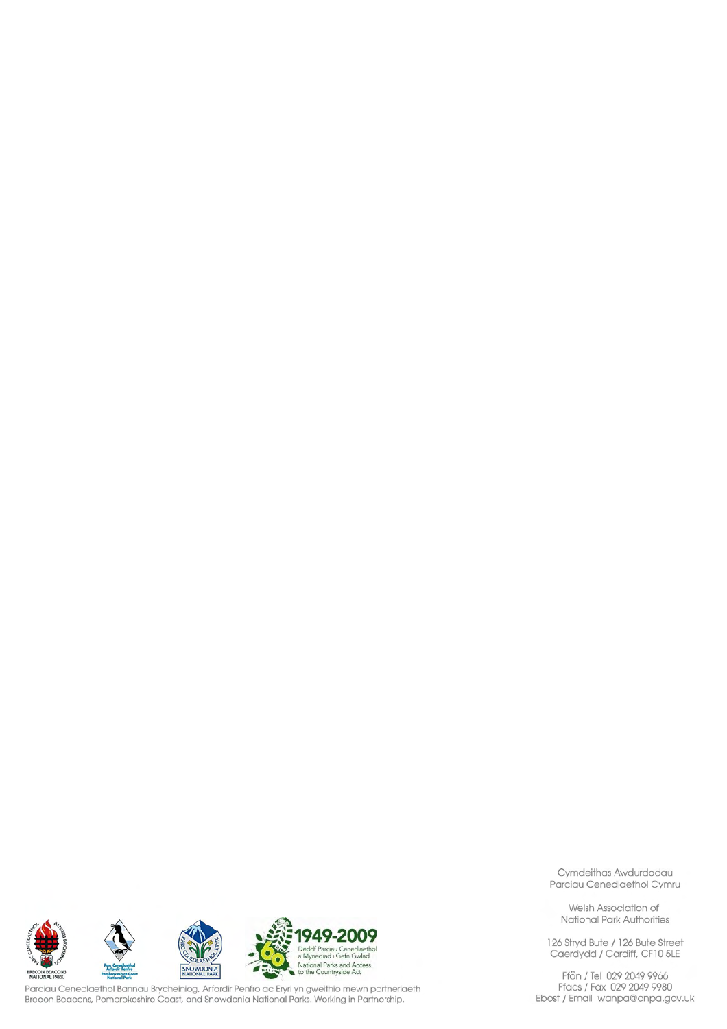1949-2009

Deddf Parciau Cenedlaethol a Mynediad i Gefn Gwlad

National Parks and Access to the Countryside Act

Parciau Cenedlaethol Bannau Brycheiniog, Arfordir Penfro ac Eryri yn gweithio mewn partneriaeth

Brecon Beacons, Pembrokeshire Coast, and Snowdonia National Parks. Working in Partnership.

Cymdeithas Awdurdodau Parciau Cenedlaethol Cymru

Welsh Association of National Park Authorities

126 Stryd Bute / 126 Bute Street
Caerdydd / Cardiff, CF10 5LE

Ffôn / Tel 029 2049 9966
Ffacs / Fax 029 2049 9980
Ebost / Email wanpa@anpa.gov.uk